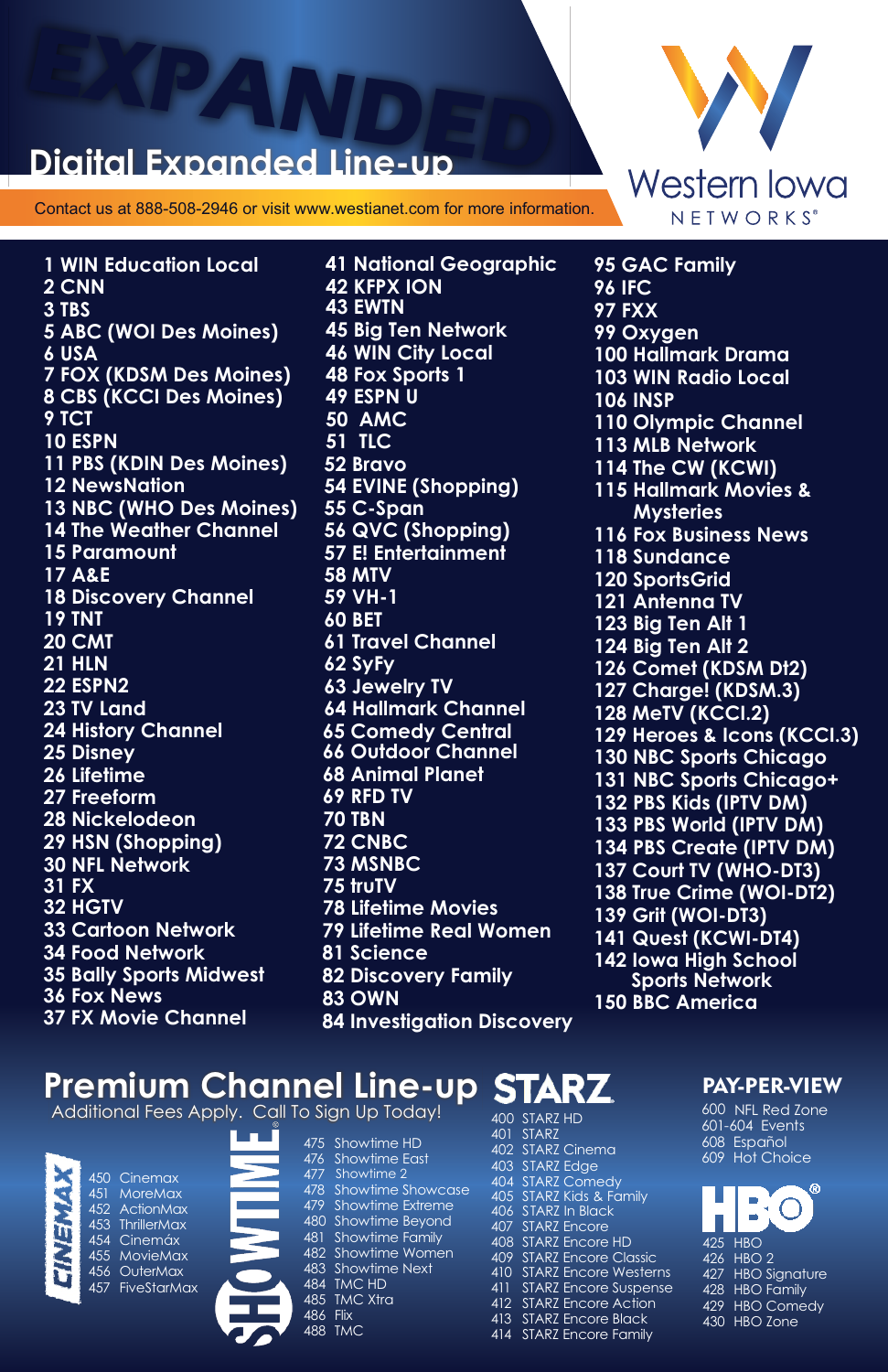EXPANDED

# Digital Expanded Line-up

Contact us at 888-508-2946 or visit www.westianet.com for more information.

Western Iowa NETWORKS®

**1 WIN Education Local**
**2 CNN**
**3 TBS**
**5 ABC (WOI Des Moines)**
**6 USA**
**7 FOX (KDSM Des Moines)**
**8 CBS (KCCI Des Moines)**
**9 TCT**
**10 ESPN**
**11 PBS (KDIN Des Moines)**
**12 NewsNation**
**13 NBC (WHO Des Moines)**
**14 The Weather Channel**
**15 Paramount**
**17 A&E**
**18 Discovery Channel**
**19 TNT**
**20 CMT**
**21 HLN**
**22 ESPN2**
**23 TV Land**
**24 History Channel**
**25 Disney**
**26 Lifetime**
**27 Freeform**
**28 Nickelodeon**
**29 HSN (Shopping)**
**30 NFL Network**
**31 FX**
**32 HGTV**
**33 Cartoon Network**
**34 Food Network**
**35 Bally Sports Midwest**
**36 Fox News**
**37 FX Movie Channel**
**41 National Geographic**
**42 KFPX ION**
**43 EWTN**
**45 Big Ten Network**
**46 WIN City Local**
**48 Fox Sports 1**
**49 ESPN U**
**50 AMC**
**51 TLC**
**52 Bravo**
**54 EVINE (Shopping)**
**55 C-Span**
**56 QVC (Shopping)**
**57 E! Entertainment**
**58 MTV**
**59 VH-1**
**60 BET**
**61 Travel Channel**
**62 SyFy**
**63 Jewelry TV**
**64 Hallmark Channel**
**65 Comedy Central**
**66 Outdoor Channel**
**68 Animal Planet**
**69 RFD TV**
**70 TBN**
**72 CNBC**
**73 MSNBC**
**75 truTV**
**78 Lifetime Movies**
**79 Lifetime Real Women**
**81 Science**
**82 Discovery Family**
**83 OWN**
**84 Investigation Discovery**
**95 GAC Family**
**96 IFC**
**97 FXX**
**99 Oxygen**
**100 Hallmark Drama**
**103 WIN Radio Local**
**106 INSP**
**110 Olympic Channel**
**113 MLB Network**
**114 The CW (KCWI)**
**115 Hallmark Movies & Mysteries**
**116 Fox Business News**
**118 Sundance**
**120 SportsGrid**
**121 Antenna TV**
**123 Big Ten Alt 1**
**124 Big Ten Alt 2**
**126 Comet (KDSM Dt2)**
**127 Charge! (KDSM.3)**
**128 MeTV (KCCI.2)**
**129 Heroes & Icons (KCCI.3)**
**130 NBC Sports Chicago**
**131 NBC Sports Chicago+**
**132 PBS Kids (IPTV DM)**
**133 PBS World (IPTV DM)**
**134 PBS Create (IPTV DM)**
**137 Court TV (WHO-DT3)**
**138 True Crime (WOI-DT2)**
**139 Grit (WOI-DT3)**
**141 Quest (KCWI-DT4)**
**142 Iowa High School Sports Network**
**150 BBC America**

## Premium Channel Line-up

Additional Fees Apply. Call To Sign Up Today!

### CINEMAX

450 Cinemax
451 MoreMax
452 ActionMax
453 ThrillerMax
454 Cinemáx
455 MovieMax
456 OuterMax
457 FiveStarMax

### SHOWTIME

475 Showtime HD
476 Showtime East
477 Showtime 2
478 Showtime Showcase
479 Showtime Extreme
480 Showtime Beyond
481 Showtime Family
482 Showtime Women
483 Showtime Next
484 TMC HD
485 TMC Xtra
486 Flix
488 TMC

### STARZ

400 STARZ HD
401 STARZ
402 STARZ Cinema
403 STARZ Edge
404 STARZ Comedy
405 STARZ Kids & Family
406 STARZ In Black
407 STARZ Encore
408 STARZ Encore HD
409 STARZ Encore Classic
410 STARZ Encore Westerns
411 STARZ Encore Suspense
412 STARZ Encore Action
413 STARZ Encore Black
414 STARZ Encore Family

### PAY-PER-VIEW

600 NFL Red Zone
601-604 Events
608 Español
609 Hot Choice

### HBO

425 HBO
426 HBO 2
427 HBO Signature
428 HBO Family
429 HBO Comedy
430 HBO Zone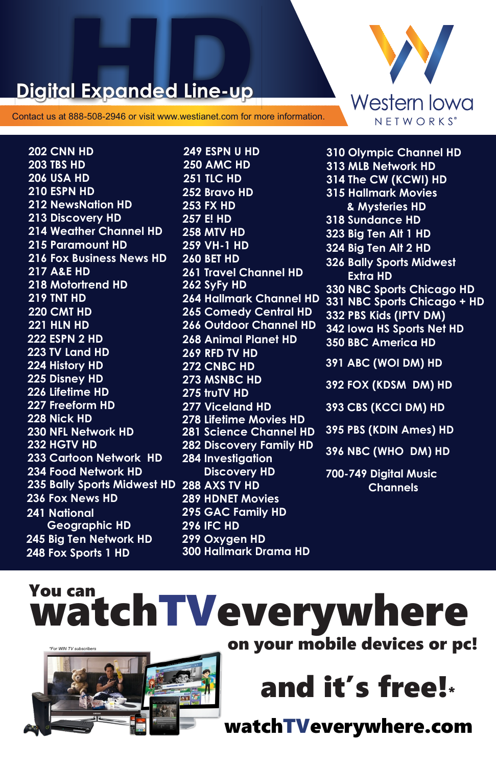# Digital Expanded Line-up

Contact us at 888-508-2946 or visit www.westianet.com for more information.

Western Iowa NETWORKS®

202 CNN HD
203 TBS HD
206 USA HD
210 ESPN HD
212 NewsNation HD
213 Discovery HD
214 Weather Channel HD
215 Paramount HD
216 Fox Business News HD
217 A&E HD
218 Motortrend HD
219 TNT HD
220 CMT HD
221 HLN HD
222 ESPN 2 HD
223 TV Land HD
224 History HD
225 Disney HD
226 Lifetime HD
227 Freeform HD
228 Nick HD
230 NFL Network HD
232 HGTV HD
233 Cartoon Network HD
234 Food Network HD
235 Bally Sports Midwest HD
236 Fox News HD
241 National Geographic HD
245 Big Ten Network HD
248 Fox Sports 1 HD
249 ESPN U HD
250 AMC HD
251 TLC HD
252 Bravo HD
253 FX HD
257 E! HD
258 MTV HD
259 VH-1 HD
260 BET HD
261 Travel Channel HD
262 SyFy HD
264 Hallmark Channel HD
265 Comedy Central HD
266 Outdoor Channel HD
268 Animal Planet HD
269 RFD TV HD
272 CNBC HD
273 MSNBC HD
275 truTV HD
277 Viceland HD
278 Lifetime Movies HD
281 Science Channel HD
282 Discovery Family HD
284 Investigation Discovery HD
288 AXS TV HD
289 HDNET Movies
295 GAC Family HD
296 IFC HD
299 Oxygen HD
300 Hallmark Drama HD
310 Olympic Channel HD
313 MLB Network HD
314 The CW (KCWI) HD
315 Hallmark Movies & Mysteries HD
318 Sundance HD
323 Big Ten Alt 1 HD
324 Big Ten Alt 2 HD
326 Bally Sports Midwest Extra HD
330 NBC Sports Chicago HD
331 NBC Sports Chicago + HD
332 PBS Kids (IPTV DM)
342 Iowa HS Sports Net HD
350 BBC America HD
391 ABC (WOI DM) HD
392 FOX (KDSM DM) HD
393 CBS (KCCI DM) HD
395 PBS (KDIN Ames) HD
396 NBC (WHO DM) HD
700-749 Digital Music Channels

**You can watchTVeverywhere**

*For WIN TV subscribers

**on your mobile devices or pc!**

**and it's free!***

**watchTVeverywhere.com**